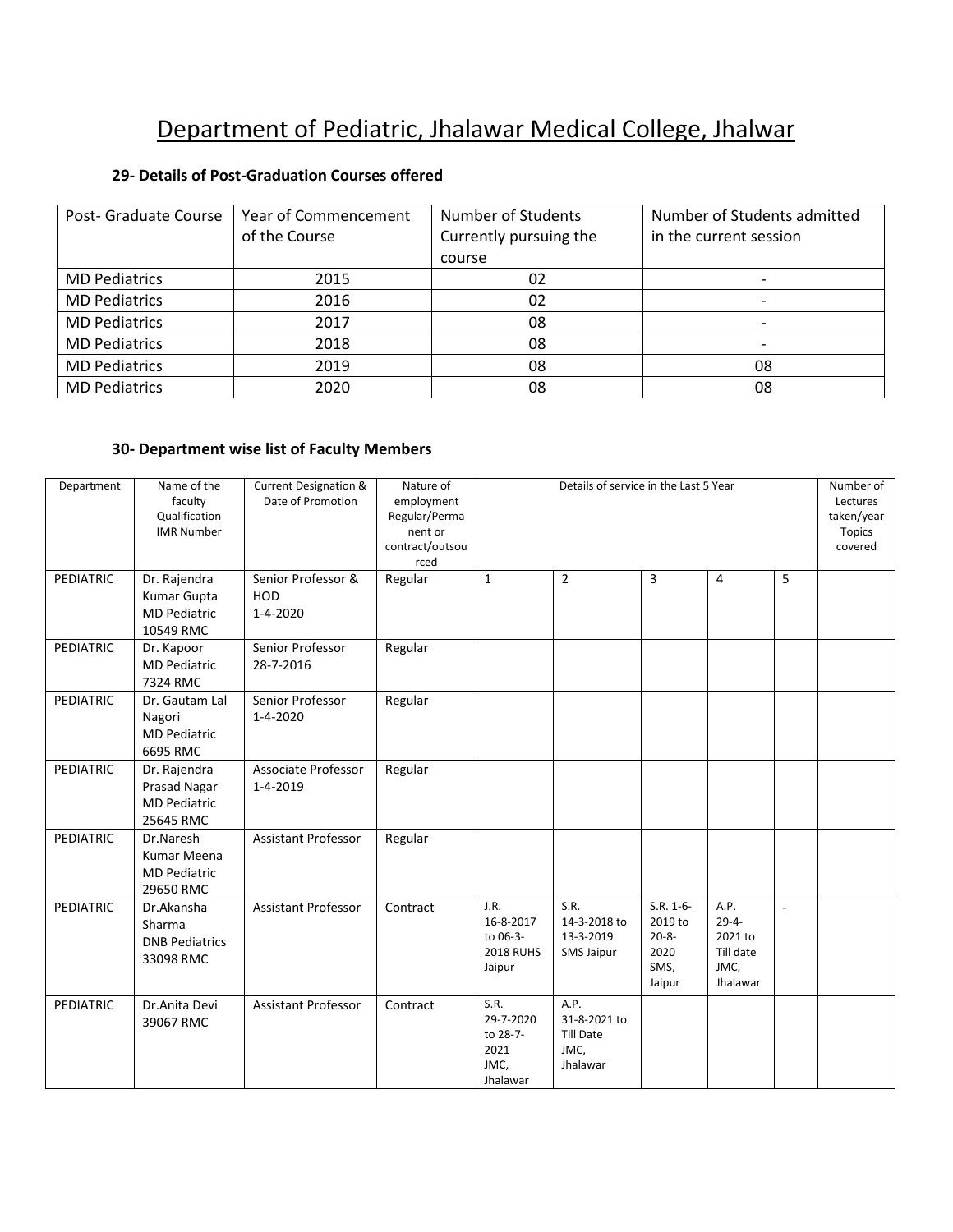# Department of Pediatric, Jhalawar Medical College, Jhalwar

### 29- Details of Post-Graduation Courses offered

| Post- Graduate Course | Year of Commencement of the Course | Number of Students Currently pursuing the course | Number of Students admitted in the current session |
|---|---|---|---|
| MD Pediatrics | 2015 | 02 | - |
| MD Pediatrics | 2016 | 02 | - |
| MD Pediatrics | 2017 | 08 | - |
| MD Pediatrics | 2018 | 08 | - |
| MD Pediatrics | 2019 | 08 | 08 |
| MD Pediatrics | 2020 | 08 | 08 |

### 30- Department wise list of Faculty Members

| Department | Name of the faculty Qualification IMR Number | Current Designation & Date of Promotion | Nature of employment Regular/Permanent or contract/outsourced | Details of service in the Last 5 Year | | | | | Number of Lectures taken/year Topics covered |
|---|---|---|---|---|---|---|---|---|---|
| | | | | 1 | 2 | 3 | 4 | 5 | |
| PEDIATRIC | Dr. Rajendra Kumar Gupta MD Pediatric 10549 RMC | Senior Professor & HOD 1-4-2020 | Regular | | | | | | |
| PEDIATRIC | Dr. Kapoor MD Pediatric 7324 RMC | Senior Professor 28-7-2016 | Regular | | | | | | |
| PEDIATRIC | Dr. Gautam Lal Nagori MD Pediatric 6695 RMC | Senior Professor 1-4-2020 | Regular | | | | | | |
| PEDIATRIC | Dr. Rajendra Prasad Nagar MD Pediatric 25645 RMC | Associate Professor 1-4-2019 | Regular | | | | | | |
| PEDIATRIC | Dr.Naresh Kumar Meena MD Pediatric 29650 RMC | Assistant Professor | Regular | | | | | | |
| PEDIATRIC | Dr.Akansha Sharma DNB Pediatrics 33098 RMC | Assistant Professor | Contract | J.R. 16-8-2017 to 06-3-2018 RUHS Jaipur | S.R. 14-3-2018 to 13-3-2019 SMS Jaipur | S.R. 1-6-2019 to 20-8-2020 SMS, Jaipur | A.P. 29-4-2021 to Till date JMC, Jhalawar | - | |
| PEDIATRIC | Dr.Anita Devi 39067 RMC | Assistant Professor | Contract | S.R. 29-7-2020 to 28-7-2021 JMC, Jhalawar | A.P. 31-8-2021 to Till Date JMC, Jhalawar | | | | |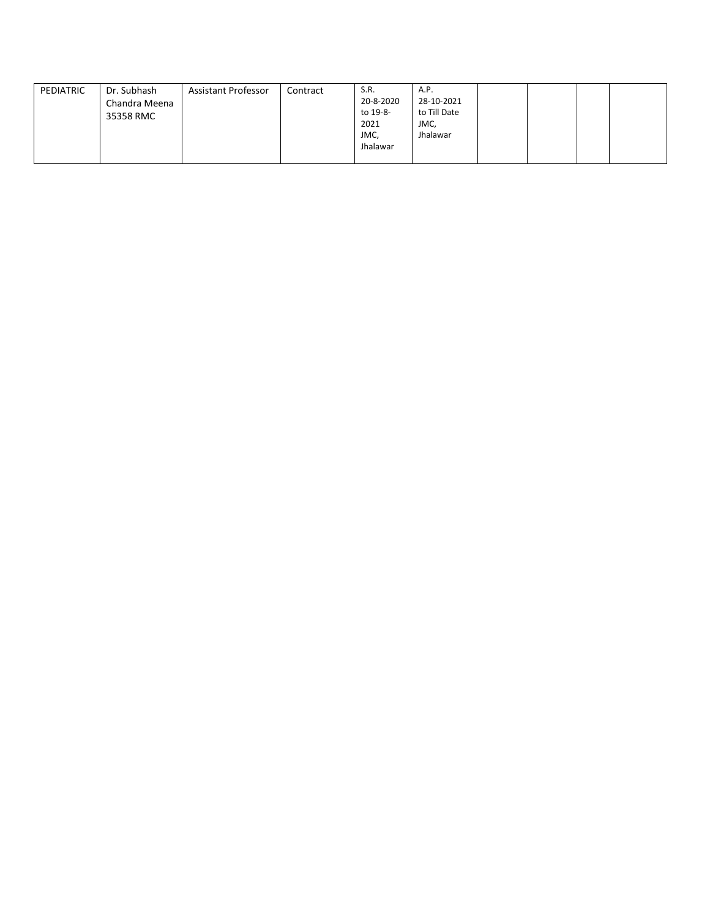| | | | | | | | | | |
|---|---|---|---|---|---|---|---|---|---|
| PEDIATRIC | Dr. Subhash Chandra Meena 35358 RMC | Assistant Professor | Contract | S.R. 20-8-2020 to 19-8-2021 JMC, Jhalawar | A.P. 28-10-2021 to Till Date JMC, Jhalawar | | | | |